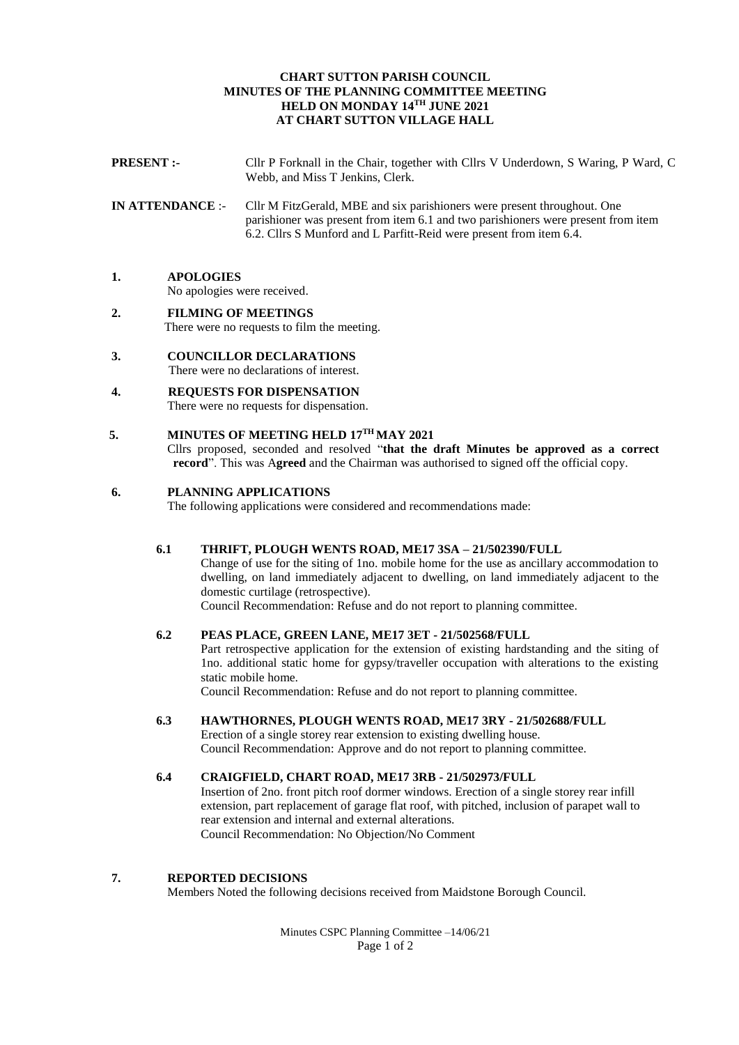# CHART SUTTON PARISH COUNCIL
## MINUTES OF THE PLANNING COMMITTEE MEETING
## HELD ON MONDAY 14TH JUNE 2021
## AT CHART SUTTON VILLAGE HALL

**PRESENT :-** Cllr P Forknall in the Chair, together with Cllrs V Underdown, S Waring, P Ward, C Webb, and Miss T Jenkins, Clerk.

**IN ATTENDANCE** :- Cllr M FitzGerald, MBE and six parishioners were present throughout. One parishioner was present from item 6.1 and two parishioners were present from item 6.2. Cllrs S Munford and L Parfitt-Reid were present from item 6.4.

**1. APOLOGIES**

No apologies were received.

**2. FILMING OF MEETINGS**

There were no requests to film the meeting.

**3. COUNCILLOR DECLARATIONS**

There were no declarations of interest.

**4. REQUESTS FOR DISPENSATION**

There were no requests for dispensation.

**5. MINUTES OF MEETING HELD 17TH MAY 2021**

Cllrs proposed, seconded and resolved "**that the draft Minutes be approved as a correct record**". This was A**greed** and the Chairman was authorised to signed off the official copy.

**6. PLANNING APPLICATIONS**

The following applications were considered and recommendations made:

**6.1 THRIFT, PLOUGH WENTS ROAD, ME17 3SA – 21/502390/FULL**

Change of use for the siting of 1no. mobile home for the use as ancillary accommodation to dwelling, on land immediately adjacent to dwelling, on land immediately adjacent to the domestic curtilage (retrospective).

Council Recommendation: Refuse and do not report to planning committee.

**6.2 PEAS PLACE, GREEN LANE, ME17 3ET - 21/502568/FULL**

Part retrospective application for the extension of existing hardstanding and the siting of 1no. additional static home for gypsy/traveller occupation with alterations to the existing static mobile home.

Council Recommendation: Refuse and do not report to planning committee.

**6.3 HAWTHORNES, PLOUGH WENTS ROAD, ME17 3RY - 21/502688/FULL**

Erection of a single storey rear extension to existing dwelling house.

Council Recommendation: Approve and do not report to planning committee.

**6.4 CRAIGFIELD, CHART ROAD, ME17 3RB - 21/502973/FULL**

Insertion of 2no. front pitch roof dormer windows. Erection of a single storey rear infill extension, part replacement of garage flat roof, with pitched, inclusion of parapet wall to rear extension and internal and external alterations.

Council Recommendation: No Objection/No Comment

**7. REPORTED DECISIONS**

Members Noted the following decisions received from Maidstone Borough Council.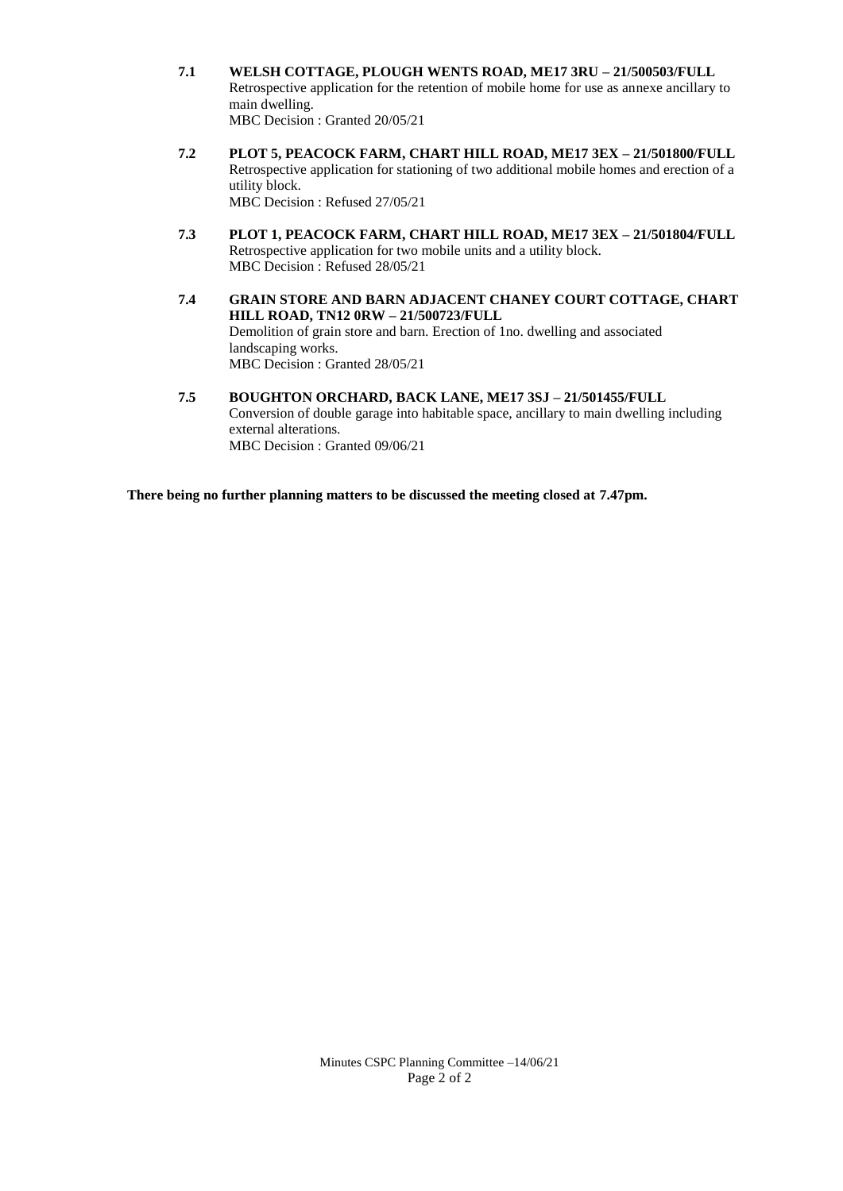**7.1 WELSH COTTAGE, PLOUGH WENTS ROAD, ME17 3RU – 21/500503/FULL**
Retrospective application for the retention of mobile home for use as annexe ancillary to main dwelling.
MBC Decision : Granted 20/05/21

**7.2 PLOT 5, PEACOCK FARM, CHART HILL ROAD, ME17 3EX – 21/501800/FULL**
Retrospective application for stationing of two additional mobile homes and erection of a utility block.
MBC Decision : Refused 27/05/21

**7.3 PLOT 1, PEACOCK FARM, CHART HILL ROAD, ME17 3EX – 21/501804/FULL**
Retrospective application for two mobile units and a utility block.
MBC Decision : Refused 28/05/21

**7.4 GRAIN STORE AND BARN ADJACENT CHANEY COURT COTTAGE, CHART HILL ROAD, TN12 0RW – 21/500723/FULL**
Demolition of grain store and barn. Erection of 1no. dwelling and associated landscaping works.
MBC Decision : Granted 28/05/21

**7.5 BOUGHTON ORCHARD, BACK LANE, ME17 3SJ – 21/501455/FULL**
Conversion of double garage into habitable space, ancillary to main dwelling including external alterations.
MBC Decision : Granted 09/06/21

**There being no further planning matters to be discussed the meeting closed at 7.47pm.**

Minutes CSPC Planning Committee –14/06/21